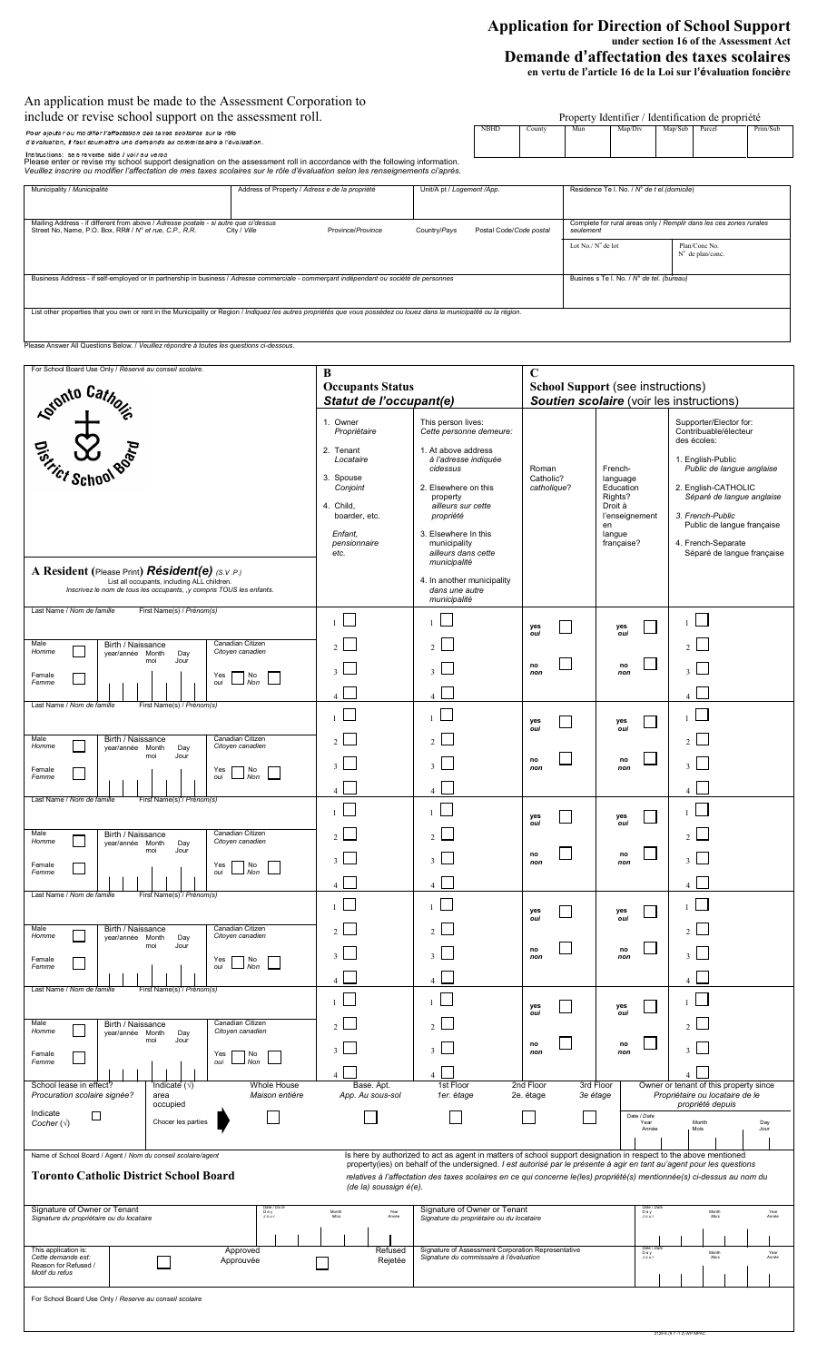# Application for Direction of School Support

**under section 16 of the Assessment Act**

# Demande d'affectation des taxes scolaires

**en vertu de l'article 16 de la Loi sur l'évaluation foncière**

An application must be made to the Assessment Corporation to include or revise school support on the assessment roll.

Pour ajouter ou modifier l'affectation des taxes scolaires sur le rôle d'évaluation, il faut soumettre une demande au commissaire à l'évaluation.

Instructions: see reverse side / voir au verso

Please enter or revise my school support designation on the assessment roll in accordance with the following information.
*Veuillez inscrire ou modifier l'affectation de mes taxes scolaires sur le rôle d'évaluation selon les renseignements ci-après.*

Property Identifier / Identification de propriété

| NBHD | County | Mun | Map/Div | Map/Sub | Parcel | Prim/Sub |
|---|---|---|---|---|---|---|
| | | | | | | |

| Municipality / *Municipalité* | Address of Property / *Adresse de la propriété* | Unit/Apt / *Logement /App.* | Residence Tel. No. / *N° de tél.(domicile)* |
|---|---|---|---|
| | | | |

| Mailing Address - if different from above / *Adresse postale - si autre que ci-dessus* Street No, Name, P.O. Box, RR# / *N° et rue, C.P., R.R.* | City / *Ville* | Province/*Province* | Country/*Pays* | Postal Code/*Code postal* | Complete for rural areas only / *Remplir dans les cas zones rurales seulement* |
|---|---|---|---|---|---|
| | | | | | Lot No./ N° de lot — Plan/Conc No. N° de plan/conc. |

| Business Address - if self-employed or in partnership in business / *Adresse commerciale - commerçant indépendant ou société de personnes* | Business Tel. No. / *N° de tél. (bureau)* |
|---|---|
| | |

List other properties that you own or rent in the Municipality or Region / *Indiquez les autres propriétés que vous possédez ou louez dans la municipalité ou la région.*

Please Answer All Questions Below. / *Veuillez répondre à toutes les questions ci-dessous.*

For School Board Use Only / *Réservé au conseil scolaire.*

Toronto Catholic District School Board

**A Resident** (Please Print) ***Résident(e)*** *(S.V.P.)*
List all occupants, including ALL children.
*Inscrivez le nom de tous les occupants, y compris TOUS les enfants.*

**B — Occupants Status / *Statut de l'occupant(e)***

1. Owner / *Propriétaire*
2. Tenant / *Locataire*
3. Spouse / *Conjoint*
4. Child, boarder, etc. / *Enfant, pensionnaire etc.*

This person lives: / *Cette personne demeure:*

1. At above address / *à l'adresse indiquée cidessus*
2. Elsewhere on this property / *ailleurs sur cette propriété*
3. Elsewhere In this municipality / *ailleurs dans cette municipalité*
4. In another municipality / *dans une autre municipalité*

**C — School Support** (see instructions) / ***Soutien scolaire*** (voir les instructions)

Roman Catholic? / *catholique?*

French-language Education Rights? / *Droit à l'enseignement en langue française?*

Supporter/Elector for: / *Contribuable/électeur des écoles:*

1. English-Public / *Public de langue anglaise*
2. English-CATHOLIC / *Séparé de langue anglaise*
3. *French-Public* / Public de langue française
4. French-Separate / *Séparé de langue française*

| Occupant (A) | Status (B) | Lives (B) | Roman Catholic? | French-language Rights? | Supporter/Elector for |
|---|---|---|---|---|---|
| Last Name / *Nom de famille* — First Name(s) / *Prénom(s)*; Male / *Homme* ☐ Female / *Femme* ☐; Birth / *Naissance* year/*année* Month/*mois* Day/*Jour*; Canadian Citizen / *Citoyen canadien* Yes/*oui* ☐ No/*Non* ☐ | 1 ☐ 2 ☐ 3 ☐ 4 ☐ | 1 ☐ 2 ☐ 3 ☐ 4 ☐ | yes/*oui* ☐ no/*non* ☐ | yes/*oui* ☐ no/*non* ☐ | 1 ☐ 2 ☐ 3 ☐ 4 ☐ |
| Last Name / *Nom de famille* — First Name(s) / *Prénom(s)*; Male / *Homme* ☐ Female / *Femme* ☐; Birth / *Naissance* year/*année* Month/*mois* Day/*Jour*; Canadian Citizen / *Citoyen canadien* Yes/*oui* ☐ No/*Non* ☐ | 1 ☐ 2 ☐ 3 ☐ 4 ☐ | 1 ☐ 2 ☐ 3 ☐ 4 ☐ | yes/*oui* ☐ no/*non* ☐ | yes/*oui* ☐ no/*non* ☐ | 1 ☐ 2 ☐ 3 ☐ 4 ☐ |
| Last Name / *Nom de famille* — First Name(s) / *Prénom(s)*; Male / *Homme* ☐ Female / *Femme* ☐; Birth / *Naissance* year/*année* Month/*mois* Day/*Jour*; Canadian Citizen / *Citoyen canadien* Yes/*oui* ☐ No/*Non* ☐ | 1 ☐ 2 ☐ 3 ☐ 4 ☐ | 1 ☐ 2 ☐ 3 ☐ 4 ☐ | yes/*oui* ☐ no/*non* ☐ | yes/*oui* ☐ no/*non* ☐ | 1 ☐ 2 ☐ 3 ☐ 4 ☐ |
| Last Name / *Nom de famille* — First Name(s) / *Prénom(s)*; Male / *Homme* ☐ Female / *Femme* ☐; Birth / *Naissance* year/*année* Month/*mois* Day/*Jour*; Canadian Citizen / *Citoyen canadien* Yes/*oui* ☐ No/*Non* ☐ | 1 ☐ 2 ☐ 3 ☐ 4 ☐ | 1 ☐ 2 ☐ 3 ☐ 4 ☐ | yes/*oui* ☐ no/*non* ☐ | yes/*oui* ☐ no/*non* ☐ | 1 ☐ 2 ☐ 3 ☐ 4 ☐ |
| Last Name / *Nom de famille* — First Name(s) / *Prénom(s)*; Male / *Homme* ☐ Female / *Femme* ☐; Birth / *Naissance* year/*année* Month/*mois* Day/*Jour*; Canadian Citizen / *Citoyen canadien* Yes/*oui* ☐ No/*Non* ☐ | 1 ☐ 2 ☐ 3 ☐ 4 ☐ | 1 ☐ 2 ☐ 3 ☐ 4 ☐ | yes/*oui* ☐ no/*non* ☐ | yes/*oui* ☐ no/*non* ☐ | 1 ☐ 2 ☐ 3 ☐ 4 ☐ |

| School lease in effect? / *Procuration scolaire signée?* Indicate / *Cocher* (√) ☐ | Indicate (√) area occupied / *Chocer les parties* | Whole House / *Maison entière* ☐ | Base. Apt. / *App. Au sous-sol* ☐ | 1st Floor / *1er. étage* ☐ | 2nd Floor / *2e. étage* ☐ | 3rd Floor / *3e étage* ☐ | Owner or tenant of this property since / *Propriétaire ou locataire de le propriété depuis* — Date / *Date* Year / *Année* Month / *Mois* Day / *Jour* |
|---|---|---|---|---|---|---|---|

Name of School Board / Agent / *Nom du conseil scolaire/agent*

**Toronto Catholic District School Board**

Is here by authorized to act as agent in matters of school support designation in respect to the above mentioned property(ies) on behalf of the undersigned. *I est autorisé par la présente à agir en tant au'agent pour les questions relatives à l'affectation des taxes scolaires en ce qui concerne le(les) propriété(s) mentionnée(s) ci-dessus au nom du (de la) soussign é(e).*

| Signature of Owner or Tenant / *Signature du propriétaire ou du locataire* | Date / *Date* Day / *Jour* Month / *Mois* Year / *Année* | Signature of Owner or Tenant / *Signature du propriétaire ou du locataire* | Date / *Date* Day / *Jour* Month / *Mois* Year / *Année* |
|---|---|---|---|
| | | | |

| This application is: / *Cette demande est:* Reason for Refused / *Motif du refus* | Approved / *Approuvée* ☐ | Refused / *Rejetée* ☐ | Signature of Assessment Corporation Representative / *Signature du commissaire à l'évaluation* | Date / *Date* Day / *Jour* Month / *Mois* Year / *Année* |
|---|---|---|---|---|
| | | | | |

For School Board Use Only / *Reserve au conseil scolaire*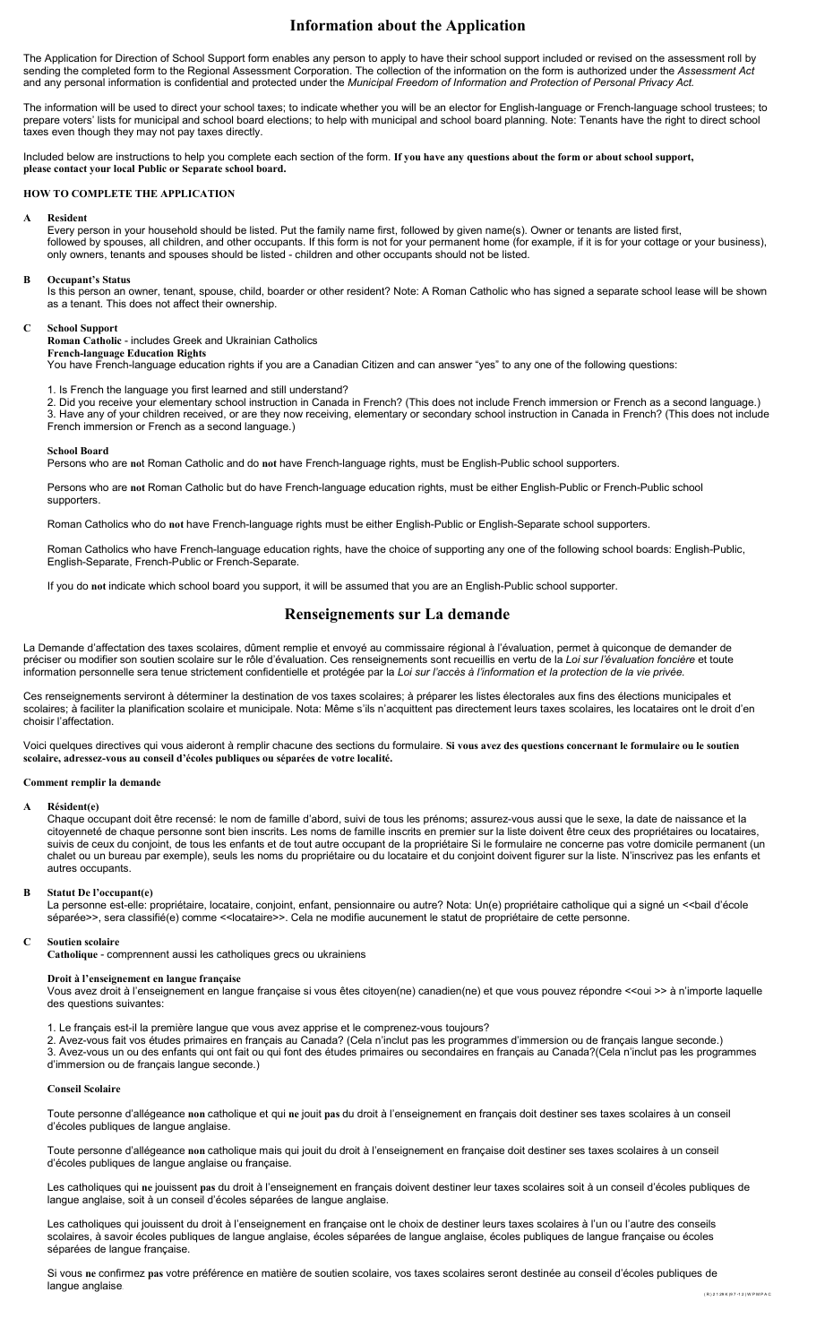# Information about the Application

The Application for Direction of School Support form enables any person to apply to have their school support included or revised on the assessment roll by sending the completed form to the Regional Assessment Corporation. The collection of the information on the form is authorized under the *Assessment Act* and any personal information is confidential and protected under the *Municipal Freedom of Information and Protection of Personal Privacy Act.*

The information will be used to direct your school taxes; to indicate whether you will be an elector for English-language or French-language school trustees; to prepare voters' lists for municipal and school board elections; to help with municipal and school board planning. Note: Tenants have the right to direct school taxes even though they may not pay taxes directly.

Included below are instructions to help you complete each section of the form. **If you have any questions about the form or about school support, please contact your local Public or Separate school board.**

**HOW TO COMPLETE THE APPLICATION**

**A Resident**

Every person in your household should be listed. Put the family name first, followed by given name(s). Owner or tenants are listed first, followed by spouses, all children, and other occupants. If this form is not for your permanent home (for example, if it is for your cottage or your business), only owners, tenants and spouses should be listed - children and other occupants should not be listed.

**B Occupant's Status**

Is this person an owner, tenant, spouse, child, boarder or other resident? Note: A Roman Catholic who has signed a separate school lease will be shown as a tenant. This does not affect their ownership.

**C School Support**

**Roman Catholic** - includes Greek and Ukrainian Catholics

**French-language Education Rights**

You have French-language education rights if you are a Canadian Citizen and can answer "yes" to any one of the following questions:

1. Is French the language you first learned and still understand?
2. Did you receive your elementary school instruction in Canada in French? (This does not include French immersion or French as a second language.)
3. Have any of your children received, or are they now receiving, elementary or secondary school instruction in Canada in French? (This does not include French immersion or French as a second language.)

**School Board**

Persons who are **not** Roman Catholic and do **not** have French-language rights, must be English-Public school supporters.

Persons who are **not** Roman Catholic but do have French-language education rights, must be either English-Public or French-Public school supporters.

Roman Catholics who do **not** have French-language rights must be either English-Public or English-Separate school supporters.

Roman Catholics who have French-language education rights, have the choice of supporting any one of the following school boards: English-Public, English-Separate, French-Public or French-Separate.

If you do **not** indicate which school board you support, it will be assumed that you are an English-Public school supporter.

# Renseignements sur La demande

La Demande d'affectation des taxes scolaires, dûment remplie et envoyé au commissaire régional à l'évaluation, permet à quiconque de demander de préciser ou modifier son soutien scolaire sur le rôle d'évaluation. Ces renseignements sont recueillis en vertu de la *Loi sur l'évaluation foncière* et toute information personnelle sera tenue strictement confidentielle et protégée par la *Loi sur l'accès à l'information et la protection de la vie privée.*

Ces renseignements serviront à déterminer la destination de vos taxes scolaires; à préparer les listes électorales aux fins des élections municipales et scolaires; à faciliter la planification scolaire et municipale. Nota: Même s'ils n'acquittent pas directement leurs taxes scolaires, les locataires ont le droit d'en choisir l'affectation.

Voici quelques directives qui vous aideront à remplir chacune des sections du formulaire. **Si vous avez des questions concernant le formulaire ou le soutien scolaire, adressez-vous au conseil d'écoles publiques ou séparées de votre localité.**

**Comment remplir la demande**

**A Résident(e)**

Chaque occupant doit être recensé: le nom de famille d'abord, suivi de tous les prénoms; assurez-vous aussi que le sexe, la date de naissance et la citoyenneté de chaque personne sont bien inscrits. Les noms de famille inscrits en premier sur la liste doivent être ceux des propriétaires ou locataires, suivis de ceux du conjoint, de tous les enfants et de tout autre occupant de la propriétaire Si le formulaire ne concerne pas votre domicile permanent (un chalet ou un bureau par exemple), seuls les noms du propriétaire ou du locataire et du conjoint doivent figurer sur la liste. N'inscrivez pas les enfants et autres occupants.

**B Statut De l'occupant(e)**

La personne est-elle: propriétaire, locataire, conjoint, enfant, pensionnaire ou autre? Nota: Un(e) propriétaire catholique qui a signé un <<bail d'école séparée>>, sera classifié(e) comme <<locataire>>. Cela ne modifie aucunement le statut de propriétaire de cette personne.

**C Soutien scolaire**

**Catholique** - comprennent aussi les catholiques grecs ou ukrainiens

**Droit à l'enseignement en langue française**

Vous avez droit à l'enseignement en langue française si vous êtes citoyen(ne) canadien(ne) et que vous pouvez répondre <<oui >> à n'importe laquelle des questions suivantes:

1. Le français est-il la première langue que vous avez apprise et le comprenez-vous toujours?
2. Avez-vous fait vos études primaires en français au Canada? (Cela n'inclut pas les programmes d'immersion ou de français langue seconde.)
3. Avez-vous un ou des enfants qui ont fait ou qui font des études primaires ou secondaires en français au Canada?(Cela n'inclut pas les programmes d'immersion ou de français langue seconde.)

**Conseil Scolaire**

Toute personne d'allégeance **non** catholique et qui **ne** jouit **pas** du droit à l'enseignement en français doit destiner ses taxes scolaires à un conseil d'écoles publiques de langue anglaise.

Toute personne d'allégeance **non** catholique mais qui jouit du droit à l'enseignement en française doit destiner ses taxes scolaires à un conseil d'écoles publiques de langue anglaise ou française.

Les catholiques qui **ne** jouissent **pas** du droit à l'enseignement en français doivent destiner leur taxes scolaires soit à un conseil d'écoles publiques de langue anglaise, soit à un conseil d'écoles séparées de langue anglaise.

Les catholiques qui jouissent du droit à l'enseignement en française ont le choix de destiner leurs taxes scolaires à l'un ou l'autre des conseils scolaires, à savoir écoles publiques de langue anglaise, écoles séparées de langue anglaise, écoles publiques de langue française ou écoles séparées de langue française.

Si vous **ne** confirmez **pas** votre préférence en matière de soutien scolaire, vos taxes scolaires seront destinée au conseil d'écoles publiques de langue anglaise

(R) 2129E(97-12) WPMPAC